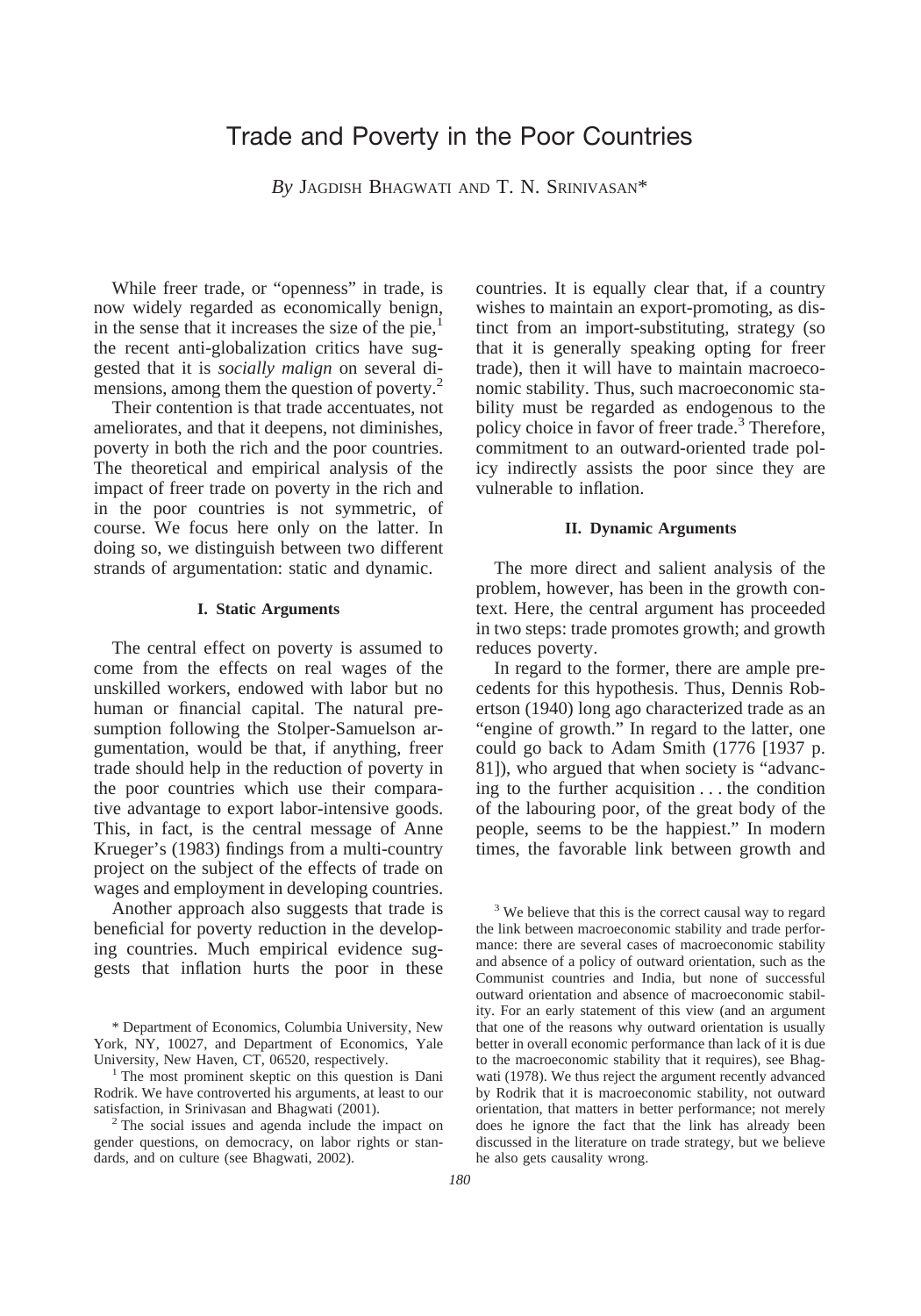# Trade and Poverty in the Poor Countries

*By* JAGDISH BHAGWATI AND T. N. SRINIVASAN*

While freer trade, or "openness" in trade, is now widely regarded as economically benign, in the sense that it increases the size of the pie,[1] the recent anti-globalization critics have suggested that it is *socially malign* on several dimensions, among them the question of poverty.[2]

Their contention is that trade accentuates, not ameliorates, and that it deepens, not diminishes, poverty in both the rich and the poor countries. The theoretical and empirical analysis of the impact of freer trade on poverty in the rich and in the poor countries is not symmetric, of course. We focus here only on the latter. In doing so, we distinguish between two different strands of argumentation: static and dynamic.

## I. Static Arguments

The central effect on poverty is assumed to come from the effects on real wages of the unskilled workers, endowed with labor but no human or financial capital. The natural presumption following the Stolper-Samuelson argumentation, would be that, if anything, freer trade should help in the reduction of poverty in the poor countries which use their comparative advantage to export labor-intensive goods. This, in fact, is the central message of Anne Krueger's (1983) findings from a multi-country project on the subject of the effects of trade on wages and employment in developing countries.

Another approach also suggests that trade is beneficial for poverty reduction in the developing countries. Much empirical evidence suggests that inflation hurts the poor in these countries. It is equally clear that, if a country wishes to maintain an export-promoting, as distinct from an import-substituting, strategy (so that it is generally speaking opting for freer trade), then it will have to maintain macroeconomic stability. Thus, such macroeconomic stability must be regarded as endogenous to the policy choice in favor of freer trade.[3] Therefore, commitment to an outward-oriented trade policy indirectly assists the poor since they are vulnerable to inflation.

## II. Dynamic Arguments

The more direct and salient analysis of the problem, however, has been in the growth context. Here, the central argument has proceeded in two steps: trade promotes growth; and growth reduces poverty.

In regard to the former, there are ample precedents for this hypothesis. Thus, Dennis Robertson (1940) long ago characterized trade as an "engine of growth." In regard to the latter, one could go back to Adam Smith (1776 [1937 p. 81]), who argued that when society is "advancing to the further acquisition . . . the condition of the labouring poor, of the great body of the people, seems to be the happiest." In modern times, the favorable link between growth and

---

\* Department of Economics, Columbia University, New York, NY, 10027, and Department of Economics, Yale University, New Haven, CT, 06520, respectively.

[1] The most prominent skeptic on this question is Dani Rodrik. We have controverted his arguments, at least to our satisfaction, in Srinivasan and Bhagwati (2001).

[2] The social issues and agenda include the impact on gender questions, on democracy, on labor rights or standards, and on culture (see Bhagwati, 2002).

[3] We believe that this is the correct causal way to regard the link between macroeconomic stability and trade performance: there are several cases of macroeconomic stability and absence of a policy of outward orientation, such as the Communist countries and India, but none of successful outward orientation and absence of macroeconomic stability. For an early statement of this view (and an argument that one of the reasons why outward orientation is usually better in overall economic performance than lack of it is due to the macroeconomic stability that it requires), see Bhagwati (1978). We thus reject the argument recently advanced by Rodrik that it is macroeconomic stability, not outward orientation, that matters in better performance; not merely does he ignore the fact that the link has already been discussed in the literature on trade strategy, but we believe he also gets causality wrong.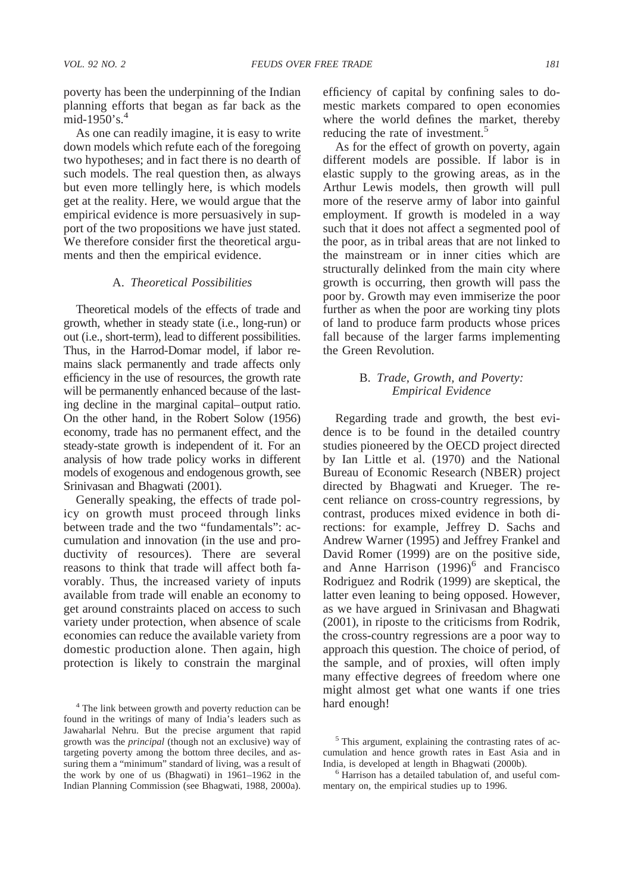poverty has been the underpinning of the Indian planning efforts that began as far back as the mid-1950's.[4]

As one can readily imagine, it is easy to write down models which refute each of the foregoing two hypotheses; and in fact there is no dearth of such models. The real question then, as always but even more tellingly here, is which models get at the reality. Here, we would argue that the empirical evidence is more persuasively in support of the two propositions we have just stated. We therefore consider first the theoretical arguments and then the empirical evidence.

### A. *Theoretical Possibilities*

Theoretical models of the effects of trade and growth, whether in steady state (i.e., long-run) or out (i.e., short-term), lead to different possibilities. Thus, in the Harrod-Domar model, if labor remains slack permanently and trade affects only efficiency in the use of resources, the growth rate will be permanently enhanced because of the lasting decline in the marginal capital–output ratio. On the other hand, in the Robert Solow (1956) economy, trade has no permanent effect, and the steady-state growth is independent of it. For an analysis of how trade policy works in different models of exogenous and endogenous growth, see Srinivasan and Bhagwati (2001).

Generally speaking, the effects of trade policy on growth must proceed through links between trade and the two "fundamentals": accumulation and innovation (in the use and productivity of resources). There are several reasons to think that trade will affect both favorably. Thus, the increased variety of inputs available from trade will enable an economy to get around constraints placed on access to such variety under protection, when absence of scale economies can reduce the available variety from domestic production alone. Then again, high protection is likely to constrain the marginal efficiency of capital by confining sales to domestic markets compared to open economies where the world defines the market, thereby reducing the rate of investment.[5]

As for the effect of growth on poverty, again different models are possible. If labor is in elastic supply to the growing areas, as in the Arthur Lewis models, then growth will pull more of the reserve army of labor into gainful employment. If growth is modeled in a way such that it does not affect a segmented pool of the poor, as in tribal areas that are not linked to the mainstream or in inner cities which are structurally delinked from the main city where growth is occurring, then growth will pass the poor by. Growth may even immiserize the poor further as when the poor are working tiny plots of land to produce farm products whose prices fall because of the larger farms implementing the Green Revolution.

### B. *Trade, Growth, and Poverty: Empirical Evidence*

Regarding trade and growth, the best evidence is to be found in the detailed country studies pioneered by the OECD project directed by Ian Little et al. (1970) and the National Bureau of Economic Research (NBER) project directed by Bhagwati and Krueger. The recent reliance on cross-country regressions, by contrast, produces mixed evidence in both directions: for example, Jeffrey D. Sachs and Andrew Warner (1995) and Jeffrey Frankel and David Romer (1999) are on the positive side, and Anne Harrison (1996)[6] and Francisco Rodriguez and Rodrik (1999) are skeptical, the latter even leaning to being opposed. However, as we have argued in Srinivasan and Bhagwati (2001), in riposte to the criticisms from Rodrik, the cross-country regressions are a poor way to approach this question. The choice of period, of the sample, and of proxies, will often imply many effective degrees of freedom where one might almost get what one wants if one tries hard enough!

[4] The link between growth and poverty reduction can be found in the writings of many of India's leaders such as Jawaharlal Nehru. But the precise argument that rapid growth was the *principal* (though not an exclusive) way of targeting poverty among the bottom three deciles, and assuring them a "minimum" standard of living, was a result of the work by one of us (Bhagwati) in 1961–1962 in the Indian Planning Commission (see Bhagwati, 1988, 2000a).

[5] This argument, explaining the contrasting rates of accumulation and hence growth rates in East Asia and in India, is developed at length in Bhagwati (2000b).

[6] Harrison has a detailed tabulation of, and useful commentary on, the empirical studies up to 1996.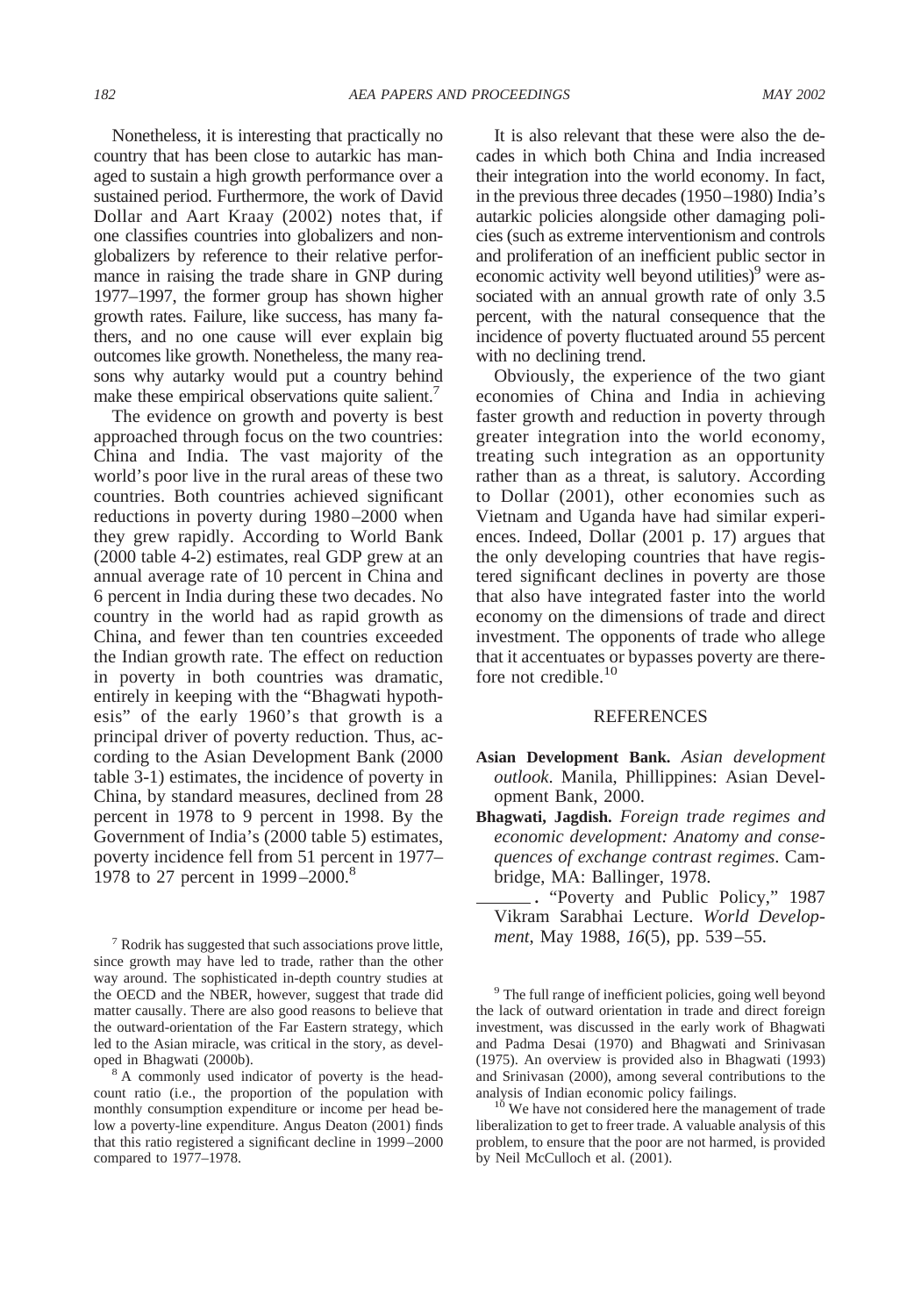Nonetheless, it is interesting that practically no country that has been close to autarkic has managed to sustain a high growth performance over a sustained period. Furthermore, the work of David Dollar and Aart Kraay (2002) notes that, if one classifies countries into globalizers and nonglobalizers by reference to their relative performance in raising the trade share in GNP during 1977–1997, the former group has shown higher growth rates. Failure, like success, has many fathers, and no one cause will ever explain big outcomes like growth. Nonetheless, the many reasons why autarky would put a country behind make these empirical observations quite salient.[7]

The evidence on growth and poverty is best approached through focus on the two countries: China and India. The vast majority of the world's poor live in the rural areas of these two countries. Both countries achieved significant reductions in poverty during 1980–2000 when they grew rapidly. According to World Bank (2000 table 4-2) estimates, real GDP grew at an annual average rate of 10 percent in China and 6 percent in India during these two decades. No country in the world had as rapid growth as China, and fewer than ten countries exceeded the Indian growth rate. The effect on reduction in poverty in both countries was dramatic, entirely in keeping with the "Bhagwati hypothesis" of the early 1960's that growth is a principal driver of poverty reduction. Thus, according to the Asian Development Bank (2000 table 3-1) estimates, the incidence of poverty in China, by standard measures, declined from 28 percent in 1978 to 9 percent in 1998. By the Government of India's (2000 table 5) estimates, poverty incidence fell from 51 percent in 1977–1978 to 27 percent in 1999–2000.[8]

It is also relevant that these were also the decades in which both China and India increased their integration into the world economy. In fact, in the previous three decades (1950–1980) India's autarkic policies alongside other damaging policies (such as extreme interventionism and controls and proliferation of an inefficient public sector in economic activity well beyond utilities)[9] were associated with an annual growth rate of only 3.5 percent, with the natural consequence that the incidence of poverty fluctuated around 55 percent with no declining trend.

Obviously, the experience of the two giant economies of China and India in achieving faster growth and reduction in poverty through greater integration into the world economy, treating such integration as an opportunity rather than as a threat, is salutory. According to Dollar (2001), other economies such as Vietnam and Uganda have had similar experiences. Indeed, Dollar (2001 p. 17) argues that the only developing countries that have registered significant declines in poverty are those that also have integrated faster into the world economy on the dimensions of trade and direct investment. The opponents of trade who allege that it accentuates or bypasses poverty are therefore not credible.[10]

## REFERENCES

**Asian Development Bank.** *Asian development outlook*. Manila, Phillippines: Asian Development Bank, 2000.

**Bhagwati, Jagdish.** *Foreign trade regimes and economic development: Anatomy and consequences of exchange contrast regimes*. Cambridge, MA: Ballinger, 1978.

______. "Poverty and Public Policy," 1987 Vikram Sarabhai Lecture. *World Development*, May 1988, *16*(5), pp. 539–55.

---

[7] Rodrik has suggested that such associations prove little, since growth may have led to trade, rather than the other way around. The sophisticated in-depth country studies at the OECD and the NBER, however, suggest that trade did matter causally. There are also good reasons to believe that the outward-orientation of the Far Eastern strategy, which led to the Asian miracle, was critical in the story, as developed in Bhagwati (2000b).

[8] A commonly used indicator of poverty is the headcount ratio (i.e., the proportion of the population with monthly consumption expenditure or income per head below a poverty-line expenditure. Angus Deaton (2001) finds that this ratio registered a significant decline in 1999–2000 compared to 1977–1978.

[9] The full range of inefficient policies, going well beyond the lack of outward orientation in trade and direct foreign investment, was discussed in the early work of Bhagwati and Padma Desai (1970) and Bhagwati and Srinivasan (1975). An overview is provided also in Bhagwati (1993) and Srinivasan (2000), among several contributions to the analysis of Indian economic policy failings.

[10] We have not considered here the management of trade liberalization to get to freer trade. A valuable analysis of this problem, to ensure that the poor are not harmed, is provided by Neil McCulloch et al. (2001).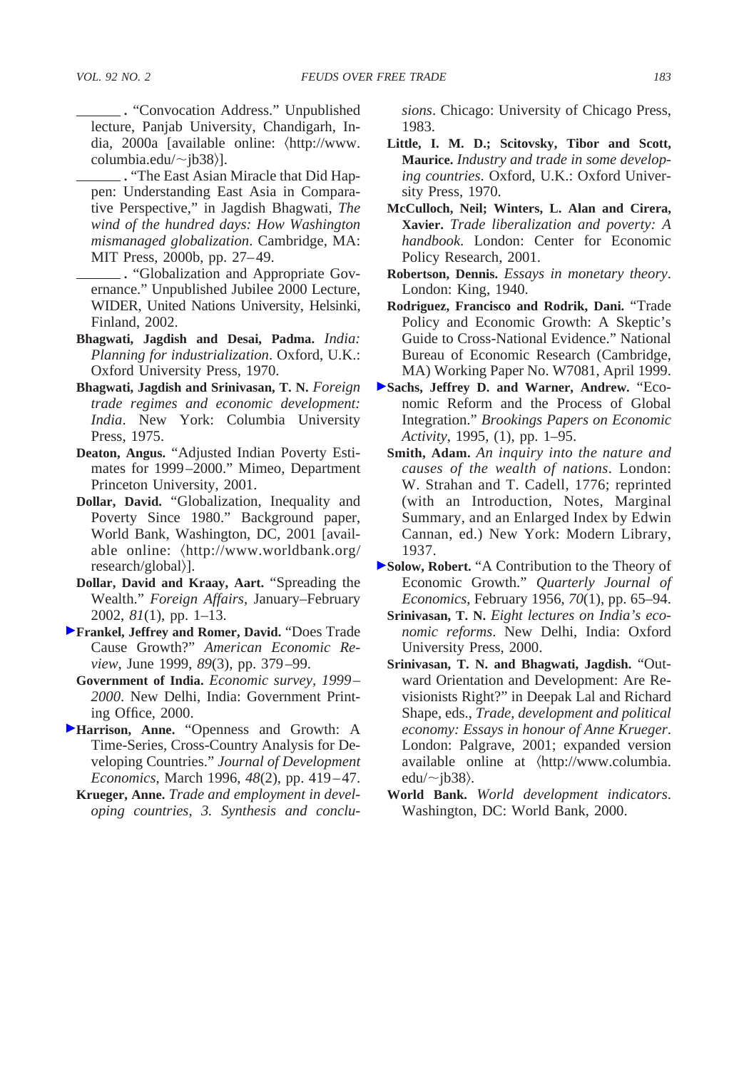______. "Convocation Address." Unpublished lecture, Panjab University, Chandigarh, India, 2000a [available online: 〈http://www.columbia.edu/~jb38〉].

______. "The East Asian Miracle that Did Happen: Understanding East Asia in Comparative Perspective," in Jagdish Bhagwati, *The wind of the hundred days: How Washington mismanaged globalization*. Cambridge, MA: MIT Press, 2000b, pp. 27–49.

______. "Globalization and Appropriate Governance." Unpublished Jubilee 2000 Lecture, WIDER, United Nations University, Helsinki, Finland, 2002.

**Bhagwati, Jagdish and Desai, Padma.** *India: Planning for industrialization*. Oxford, U.K.: Oxford University Press, 1970.

**Bhagwati, Jagdish and Srinivasan, T. N.** *Foreign trade regimes and economic development: India*. New York: Columbia University Press, 1975.

**Deaton, Angus.** "Adjusted Indian Poverty Estimates for 1999–2000." Mimeo, Department Princeton University, 2001.

**Dollar, David.** "Globalization, Inequality and Poverty Since 1980." Background paper, World Bank, Washington, DC, 2001 [available online: 〈http://www.worldbank.org/research/global〉].

**Dollar, David and Kraay, Aart.** "Spreading the Wealth." *Foreign Affairs*, January–February 2002, *81*(1), pp. 1–13.

**Frankel, Jeffrey and Romer, David.** "Does Trade Cause Growth?" *American Economic Review*, June 1999, *89*(3), pp. 379–99.

**Government of India.** *Economic survey, 1999–2000*. New Delhi, India: Government Printing Office, 2000.

**Harrison, Anne.** "Openness and Growth: A Time-Series, Cross-Country Analysis for Developing Countries." *Journal of Development Economics*, March 1996, *48*(2), pp. 419–47.

**Krueger, Anne.** *Trade and employment in developing countries, 3. Synthesis and conclusions*. Chicago: University of Chicago Press, 1983.

**Little, I. M. D.; Scitovsky, Tibor and Scott, Maurice.** *Industry and trade in some developing countries*. Oxford, U.K.: Oxford University Press, 1970.

**McCulloch, Neil; Winters, L. Alan and Cirera, Xavier.** *Trade liberalization and poverty: A handbook*. London: Center for Economic Policy Research, 2001.

**Robertson, Dennis.** *Essays in monetary theory*. London: King, 1940.

**Rodriguez, Francisco and Rodrik, Dani.** "Trade Policy and Economic Growth: A Skeptic's Guide to Cross-National Evidence." National Bureau of Economic Research (Cambridge, MA) Working Paper No. W7081, April 1999.

**Sachs, Jeffrey D. and Warner, Andrew.** "Economic Reform and the Process of Global Integration." *Brookings Papers on Economic Activity*, 1995, (1), pp. 1–95.

**Smith, Adam.** *An inquiry into the nature and causes of the wealth of nations*. London: W. Strahan and T. Cadell, 1776; reprinted (with an Introduction, Notes, Marginal Summary, and an Enlarged Index by Edwin Cannan, ed.) New York: Modern Library, 1937.

**Solow, Robert.** "A Contribution to the Theory of Economic Growth." *Quarterly Journal of Economics*, February 1956, *70*(1), pp. 65–94.

**Srinivasan, T. N.** *Eight lectures on India's economic reforms*. New Delhi, India: Oxford University Press, 2000.

**Srinivasan, T. N. and Bhagwati, Jagdish.** "Outward Orientation and Development: Are Revisionists Right?" in Deepak Lal and Richard Shape, eds., *Trade, development and political economy: Essays in honour of Anne Krueger*. London: Palgrave, 2001; expanded version available online at 〈http://www.columbia.edu/~jb38〉.

**World Bank.** *World development indicators*. Washington, DC: World Bank, 2000.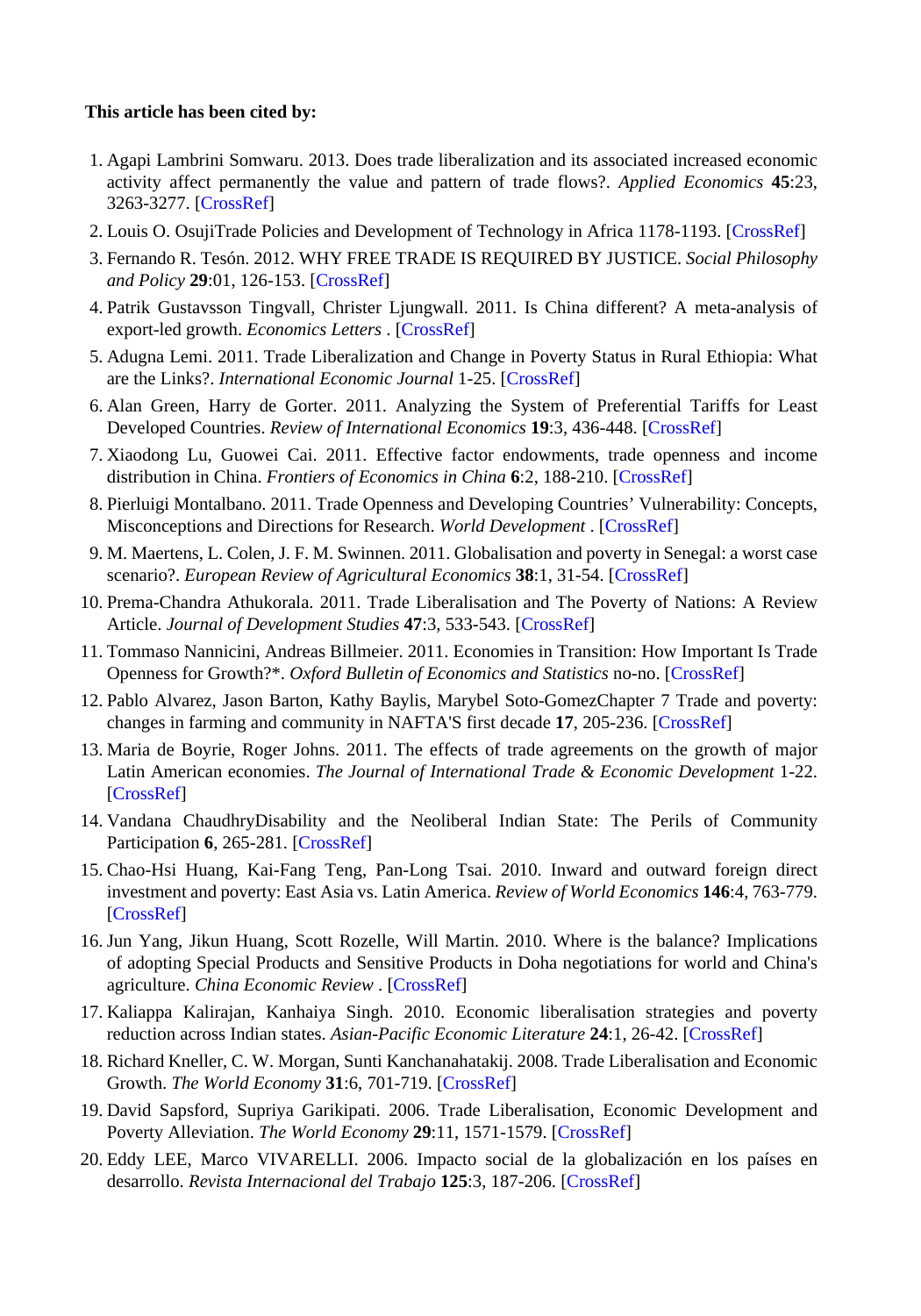**This article has been cited by:**

1. Agapi Lambrini Somwaru. 2013. Does trade liberalization and its associated increased economic activity affect permanently the value and pattern of trade flows?. *Applied Economics* **45**:23, 3263-3277. [CrossRef]
2. Louis O. OsujiTrade Policies and Development of Technology in Africa 1178-1193. [CrossRef]
3. Fernando R. Tesón. 2012. WHY FREE TRADE IS REQUIRED BY JUSTICE. *Social Philosophy and Policy* **29**:01, 126-153. [CrossRef]
4. Patrik Gustavsson Tingvall, Christer Ljungwall. 2011. Is China different? A meta-analysis of export-led growth. *Economics Letters* . [CrossRef]
5. Adugna Lemi. 2011. Trade Liberalization and Change in Poverty Status in Rural Ethiopia: What are the Links?. *International Economic Journal* 1-25. [CrossRef]
6. Alan Green, Harry de Gorter. 2011. Analyzing the System of Preferential Tariffs for Least Developed Countries. *Review of International Economics* **19**:3, 436-448. [CrossRef]
7. Xiaodong Lu, Guowei Cai. 2011. Effective factor endowments, trade openness and income distribution in China. *Frontiers of Economics in China* **6**:2, 188-210. [CrossRef]
8. Pierluigi Montalbano. 2011. Trade Openness and Developing Countries' Vulnerability: Concepts, Misconceptions and Directions for Research. *World Development* . [CrossRef]
9. M. Maertens, L. Colen, J. F. M. Swinnen. 2011. Globalisation and poverty in Senegal: a worst case scenario?. *European Review of Agricultural Economics* **38**:1, 31-54. [CrossRef]
10. Prema-Chandra Athukorala. 2011. Trade Liberalisation and The Poverty of Nations: A Review Article. *Journal of Development Studies* **47**:3, 533-543. [CrossRef]
11. Tommaso Nannicini, Andreas Billmeier. 2011. Economies in Transition: How Important Is Trade Openness for Growth?*. *Oxford Bulletin of Economics and Statistics* no-no. [CrossRef]
12. Pablo Alvarez, Jason Barton, Kathy Baylis, Marybel Soto-GomezChapter 7 Trade and poverty: changes in farming and community in NAFTA'S first decade **17**, 205-236. [CrossRef]
13. Maria de Boyrie, Roger Johns. 2011. The effects of trade agreements on the growth of major Latin American economies. *The Journal of International Trade & Economic Development* 1-22. [CrossRef]
14. Vandana ChaudhryDisability and the Neoliberal Indian State: The Perils of Community Participation **6**, 265-281. [CrossRef]
15. Chao-Hsi Huang, Kai-Fang Teng, Pan-Long Tsai. 2010. Inward and outward foreign direct investment and poverty: East Asia vs. Latin America. *Review of World Economics* **146**:4, 763-779. [CrossRef]
16. Jun Yang, Jikun Huang, Scott Rozelle, Will Martin. 2010. Where is the balance? Implications of adopting Special Products and Sensitive Products in Doha negotiations for world and China's agriculture. *China Economic Review* . [CrossRef]
17. Kaliappa Kalirajan, Kanhaiya Singh. 2010. Economic liberalisation strategies and poverty reduction across Indian states. *Asian-Pacific Economic Literature* **24**:1, 26-42. [CrossRef]
18. Richard Kneller, C. W. Morgan, Sunti Kanchanahatakij. 2008. Trade Liberalisation and Economic Growth. *The World Economy* **31**:6, 701-719. [CrossRef]
19. David Sapsford, Supriya Garikipati. 2006. Trade Liberalisation, Economic Development and Poverty Alleviation. *The World Economy* **29**:11, 1571-1579. [CrossRef]
20. Eddy LEE, Marco VIVARELLI. 2006. Impacto social de la globalización en los países en desarrollo. *Revista Internacional del Trabajo* **125**:3, 187-206. [CrossRef]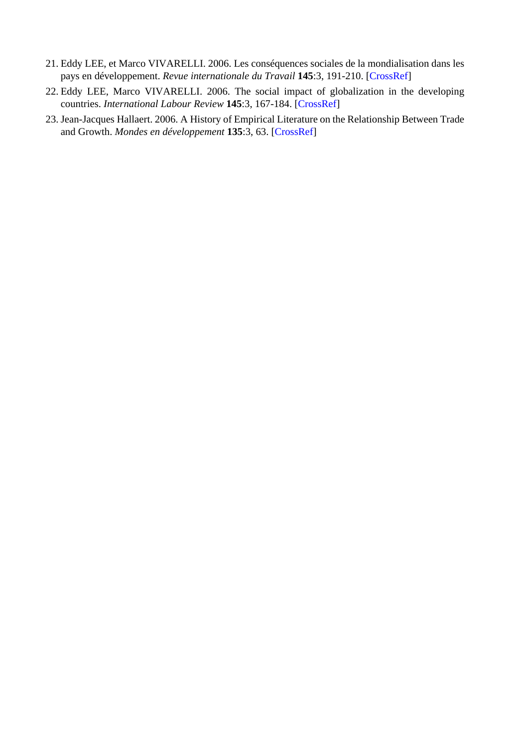21. Eddy LEE, et Marco VIVARELLI. 2006. Les conséquences sociales de la mondialisation dans les pays en développement. *Revue internationale du Travail* **145**:3, 191-210. [CrossRef]
22. Eddy LEE, Marco VIVARELLI. 2006. The social impact of globalization in the developing countries. *International Labour Review* **145**:3, 167-184. [CrossRef]
23. Jean-Jacques Hallaert. 2006. A History of Empirical Literature on the Relationship Between Trade and Growth. *Mondes en développement* **135**:3, 63. [CrossRef]